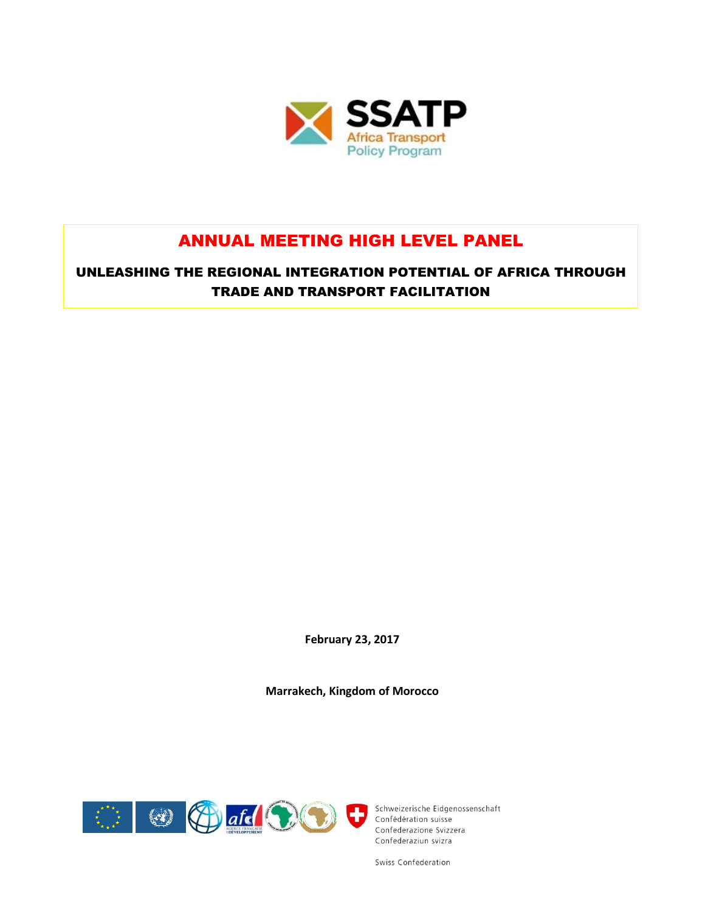SSATP

Africa Transport Policy Program

# ANNUAL MEETING HIGH LEVEL PANEL

## UNLEASHING THE REGIONAL INTEGRATION POTENTIAL OF AFRICA THROUGH TRADE AND TRANSPORT FACILITATION

**February 23, 2017**

**Marrakech, Kingdom of Morocco**

Schweizerische Eidgenossenschaft
Confédération suisse
Confederazione Svizzera
Confederaziun svizra

Swiss Confederation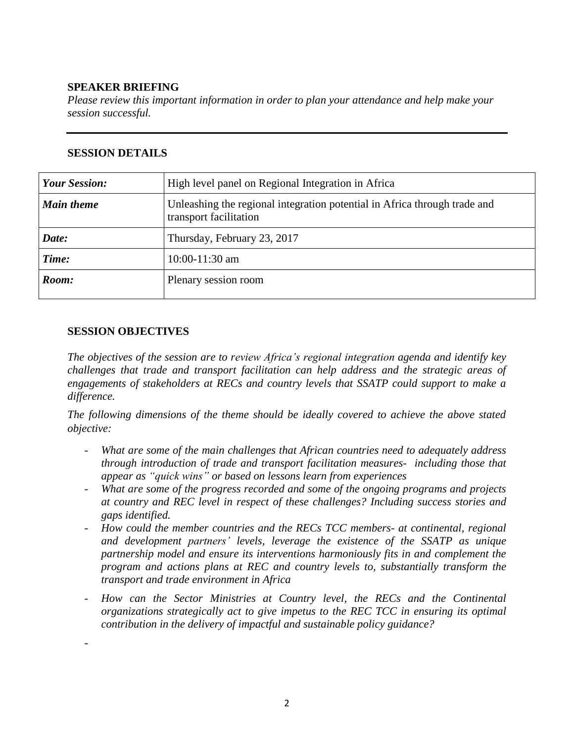**SPEAKER BRIEFING**

*Please review this important information in order to plan your attendance and help make your session successful.*

---

**SESSION DETAILS**

| ***Your Session:*** | High level panel on Regional Integration in Africa |
|---|---|
| ***Main theme*** | Unleashing the regional integration potential in Africa through trade and transport facilitation |
| ***Date:*** | Thursday, February 23, 2017 |
| ***Time:*** | 10:00-11:30 am |
| ***Room:*** | Plenary session room |

**SESSION OBJECTIVES**

*The objectives of the session are to review Africa's regional integration agenda and identify key challenges that trade and transport facilitation can help address and the strategic areas of engagements of stakeholders at RECs and country levels that SSATP could support to make a difference.*

*The following dimensions of the theme should be ideally covered to achieve the above stated objective:*

- *What are some of the main challenges that African countries need to adequately address through introduction of trade and transport facilitation measures- including those that appear as "quick wins" or based on lessons learn from experiences*
- *What are some of the progress recorded and some of the ongoing programs and projects at country and REC level in respect of these challenges? Including success stories and gaps identified.*
- *How could the member countries and the RECs TCC members- at continental, regional and development partners' levels, leverage the existence of the SSATP as unique partnership model and ensure its interventions harmoniously fits in and complement the program and actions plans at REC and country levels to, substantially transform the transport and trade environment in Africa*
- *How can the Sector Ministries at Country level, the RECs and the Continental organizations strategically act to give impetus to the REC TCC in ensuring its optimal contribution in the delivery of impactful and sustainable policy guidance?*
-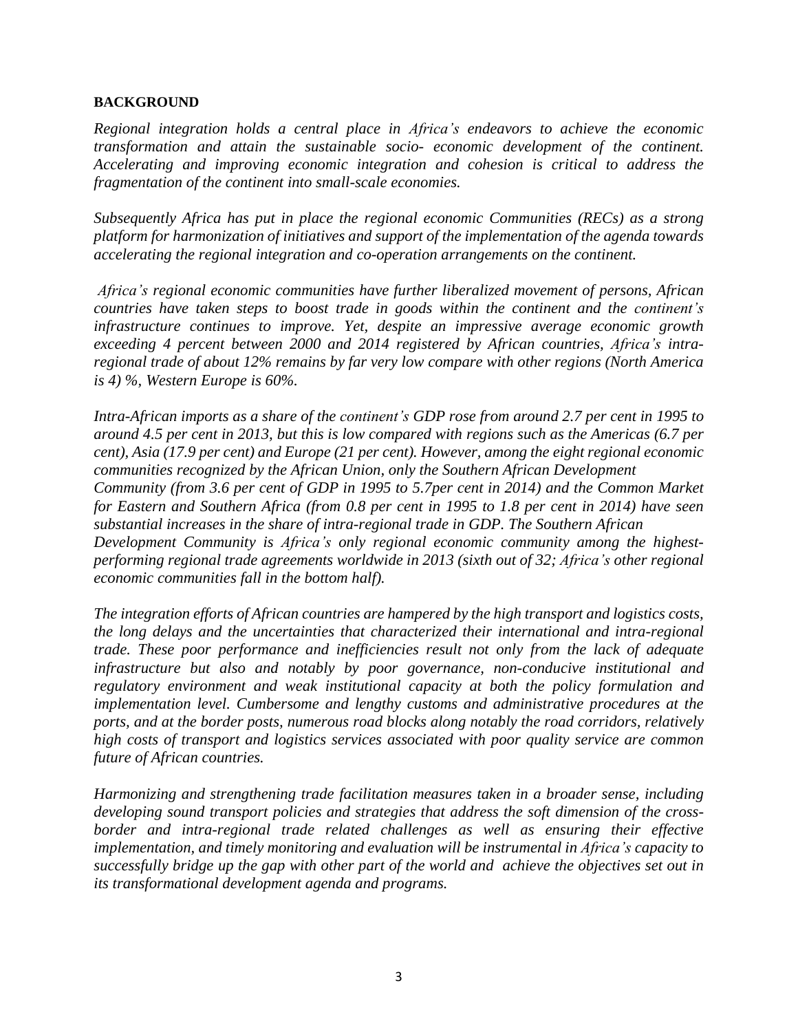**BACKGROUND**

*Regional integration holds a central place in Africa's endeavors to achieve the economic transformation and attain the sustainable socio- economic development of the continent. Accelerating and improving economic integration and cohesion is critical to address the fragmentation of the continent into small-scale economies.*

*Subsequently Africa has put in place the regional economic Communities (RECs) as a strong platform for harmonization of initiatives and support of the implementation of the agenda towards accelerating the regional integration and co-operation arrangements on the continent.*

*Africa's regional economic communities have further liberalized movement of persons, African countries have taken steps to boost trade in goods within the continent and the continent's infrastructure continues to improve. Yet, despite an impressive average economic growth exceeding 4 percent between 2000 and 2014 registered by African countries, Africa's intra-regional trade of about 12% remains by far very low compare with other regions (North America is 4) %, Western Europe is 60%.*

*Intra-African imports as a share of the continent's GDP rose from around 2.7 per cent in 1995 to around 4.5 per cent in 2013, but this is low compared with regions such as the Americas (6.7 per cent), Asia (17.9 per cent) and Europe (21 per cent). However, among the eight regional economic communities recognized by the African Union, only the Southern African Development Community (from 3.6 per cent of GDP in 1995 to 5.7per cent in 2014) and the Common Market for Eastern and Southern Africa (from 0.8 per cent in 1995 to 1.8 per cent in 2014) have seen substantial increases in the share of intra-regional trade in GDP. The Southern African Development Community is Africa's only regional economic community among the highest-performing regional trade agreements worldwide in 2013 (sixth out of 32; Africa's other regional economic communities fall in the bottom half).*

*The integration efforts of African countries are hampered by the high transport and logistics costs, the long delays and the uncertainties that characterized their international and intra-regional trade. These poor performance and inefficiencies result not only from the lack of adequate infrastructure but also and notably by poor governance, non-conducive institutional and regulatory environment and weak institutional capacity at both the policy formulation and implementation level. Cumbersome and lengthy customs and administrative procedures at the ports, and at the border posts, numerous road blocks along notably the road corridors, relatively high costs of transport and logistics services associated with poor quality service are common future of African countries.*

*Harmonizing and strengthening trade facilitation measures taken in a broader sense, including developing sound transport policies and strategies that address the soft dimension of the cross-border and intra-regional trade related challenges as well as ensuring their effective implementation, and timely monitoring and evaluation will be instrumental in Africa's capacity to successfully bridge up the gap with other part of the world and achieve the objectives set out in its transformational development agenda and programs.*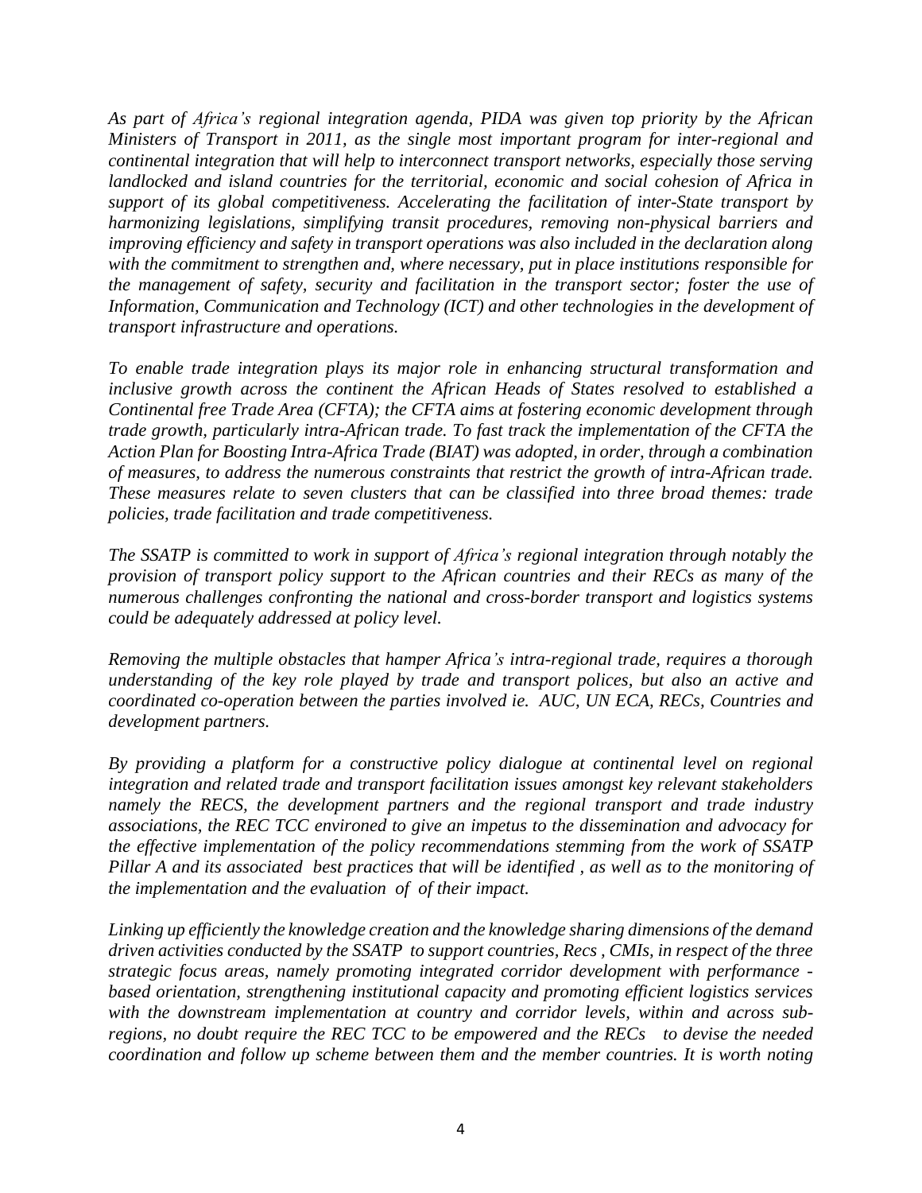*As part of Africa's regional integration agenda, PIDA was given top priority by the African Ministers of Transport in 2011, as the single most important program for inter-regional and continental integration that will help to interconnect transport networks, especially those serving landlocked and island countries for the territorial, economic and social cohesion of Africa in support of its global competitiveness. Accelerating the facilitation of inter-State transport by harmonizing legislations, simplifying transit procedures, removing non-physical barriers and improving efficiency and safety in transport operations was also included in the declaration along with the commitment to strengthen and, where necessary, put in place institutions responsible for the management of safety, security and facilitation in the transport sector; foster the use of Information, Communication and Technology (ICT) and other technologies in the development of transport infrastructure and operations.*

*To enable trade integration plays its major role in enhancing structural transformation and inclusive growth across the continent the African Heads of States resolved to established a Continental free Trade Area (CFTA); the CFTA aims at fostering economic development through trade growth, particularly intra-African trade. To fast track the implementation of the CFTA the Action Plan for Boosting Intra-Africa Trade (BIAT) was adopted, in order, through a combination of measures, to address the numerous constraints that restrict the growth of intra-African trade. These measures relate to seven clusters that can be classified into three broad themes: trade policies, trade facilitation and trade competitiveness.*

*The SSATP is committed to work in support of Africa's regional integration through notably the provision of transport policy support to the African countries and their RECs as many of the numerous challenges confronting the national and cross-border transport and logistics systems could be adequately addressed at policy level.*

*Removing the multiple obstacles that hamper Africa's intra-regional trade, requires a thorough understanding of the key role played by trade and transport polices, but also an active and coordinated co-operation between the parties involved ie. AUC, UN ECA, RECs, Countries and development partners.*

*By providing a platform for a constructive policy dialogue at continental level on regional integration and related trade and transport facilitation issues amongst key relevant stakeholders namely the RECS, the development partners and the regional transport and trade industry associations, the REC TCC environed to give an impetus to the dissemination and advocacy for the effective implementation of the policy recommendations stemming from the work of SSATP Pillar A and its associated best practices that will be identified , as well as to the monitoring of the implementation and the evaluation of of their impact.*

*Linking up efficiently the knowledge creation and the knowledge sharing dimensions of the demand driven activities conducted by the SSATP to support countries, Recs , CMIs, in respect of the three strategic focus areas, namely promoting integrated corridor development with performance - based orientation, strengthening institutional capacity and promoting efficient logistics services with the downstream implementation at country and corridor levels, within and across sub-regions, no doubt require the REC TCC to be empowered and the RECs to devise the needed coordination and follow up scheme between them and the member countries. It is worth noting*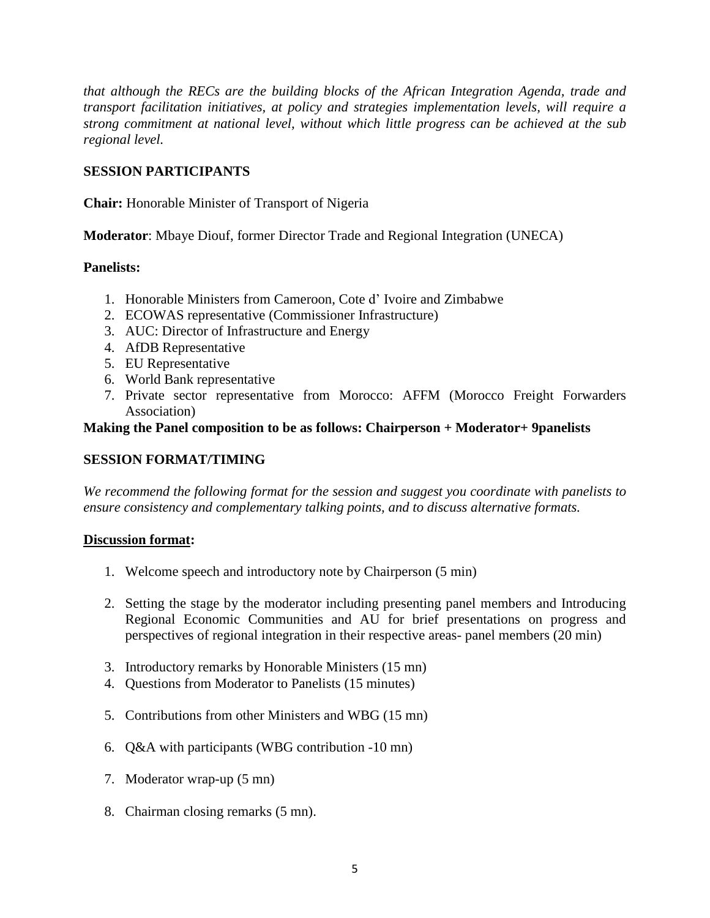*that although the RECs are the building blocks of the African Integration Agenda, trade and transport facilitation initiatives, at policy and strategies implementation levels, will require a strong commitment at national level, without which little progress can be achieved at the sub regional level.*

**SESSION PARTICIPANTS**

**Chair:** Honorable Minister of Transport of Nigeria

**Moderator**: Mbaye Diouf, former Director Trade and Regional Integration (UNECA)

**Panelists:**

1. Honorable Ministers from Cameroon, Cote d' Ivoire and Zimbabwe
2. ECOWAS representative (Commissioner Infrastructure)
3. AUC: Director of Infrastructure and Energy
4. AfDB Representative
5. EU Representative
6. World Bank representative
7. Private sector representative from Morocco: AFFM (Morocco Freight Forwarders Association)

**Making the Panel composition to be as follows: Chairperson + Moderator+ 9panelists**

**SESSION FORMAT/TIMING**

*We recommend the following format for the session and suggest you coordinate with panelists to ensure consistency and complementary talking points, and to discuss alternative formats.*

**Discussion format:**

1. Welcome speech and introductory note by Chairperson (5 min)
2. Setting the stage by the moderator including presenting panel members and Introducing Regional Economic Communities and AU for brief presentations on progress and perspectives of regional integration in their respective areas- panel members (20 min)
3. Introductory remarks by Honorable Ministers (15 mn)
4. Questions from Moderator to Panelists (15 minutes)
5. Contributions from other Ministers and WBG (15 mn)
6. Q&A with participants (WBG contribution -10 mn)
7. Moderator wrap-up (5 mn)
8. Chairman closing remarks (5 mn).